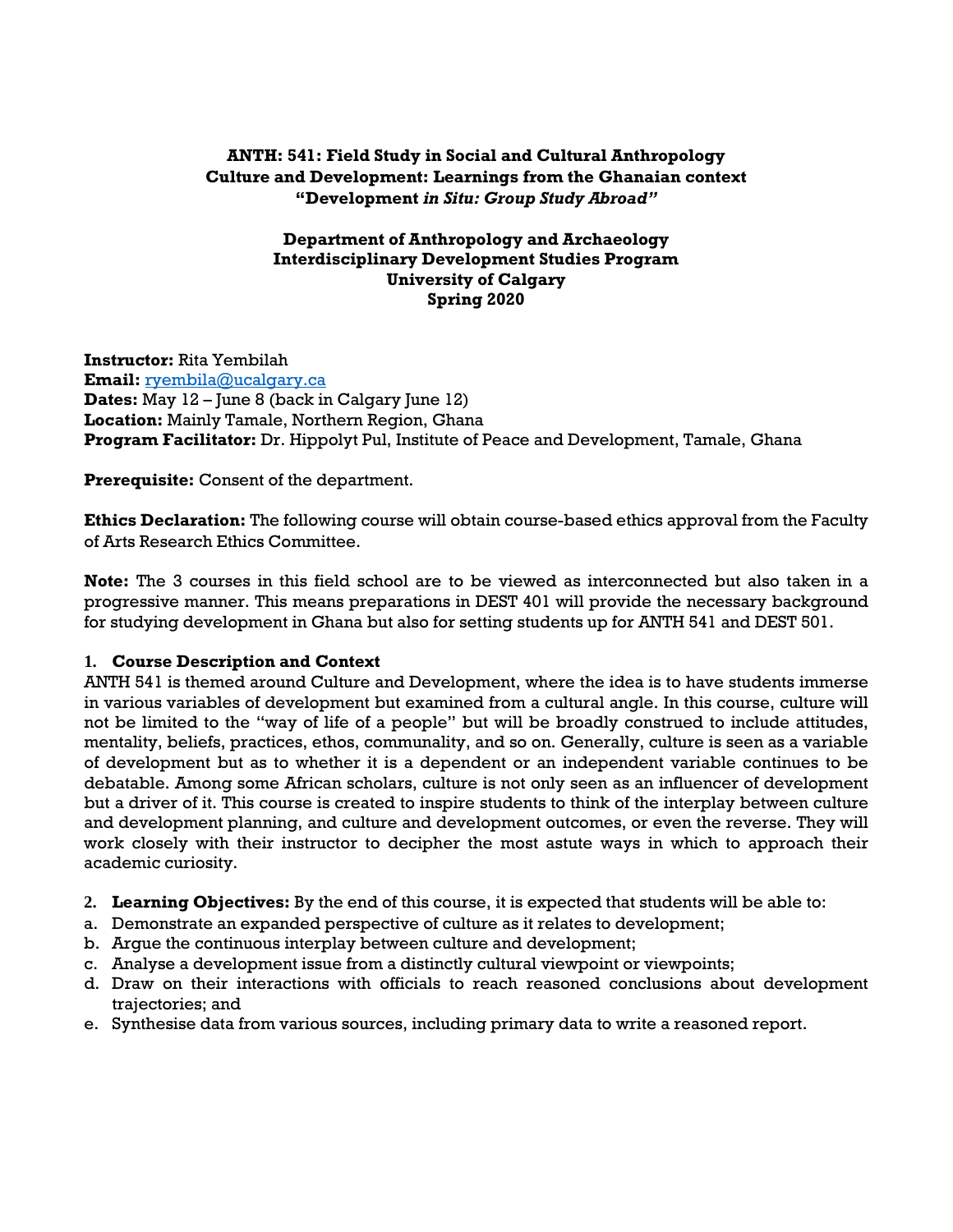# ANTH: 541: Field Study in Social and Cultural Anthropology
## Culture and Development: Learnings from the Ghanaian context
## "Development *in Situ: Group Study Abroad"*

**Department of Anthropology and Archaeology**
**Interdisciplinary Development Studies Program**
**University of Calgary**
**Spring 2020**

**Instructor:** Rita Yembilah
**Email:** [ryembila@ucalgary.ca](mailto:ryembila@ucalgary.ca)
**Dates:** May 12 – June 8 (back in Calgary June 12)
**Location:** Mainly Tamale, Northern Region, Ghana
**Program Facilitator:** Dr. Hippolyt Pul, Institute of Peace and Development, Tamale, Ghana

**Prerequisite:** Consent of the department.

**Ethics Declaration:** The following course will obtain course-based ethics approval from the Faculty of Arts Research Ethics Committee.

**Note:** The 3 courses in this field school are to be viewed as interconnected but also taken in a progressive manner. This means preparations in DEST 401 will provide the necessary background for studying development in Ghana but also for setting students up for ANTH 541 and DEST 501.

### 1. Course Description and Context

ANTH 541 is themed around Culture and Development, where the idea is to have students immerse in various variables of development but examined from a cultural angle. In this course, culture will not be limited to the "way of life of a people" but will be broadly construed to include attitudes, mentality, beliefs, practices, ethos, communality, and so on. Generally, culture is seen as a variable of development but as to whether it is a dependent or an independent variable continues to be debatable. Among some African scholars, culture is not only seen as an influencer of development but a driver of it. This course is created to inspire students to think of the interplay between culture and development planning, and culture and development outcomes, or even the reverse. They will work closely with their instructor to decipher the most astute ways in which to approach their academic curiosity.

### 2. Learning Objectives:

By the end of this course, it is expected that students will be able to:

a. Demonstrate an expanded perspective of culture as it relates to development;
b. Argue the continuous interplay between culture and development;
c. Analyse a development issue from a distinctly cultural viewpoint or viewpoints;
d. Draw on their interactions with officials to reach reasoned conclusions about development trajectories; and
e. Synthesise data from various sources, including primary data to write a reasoned report.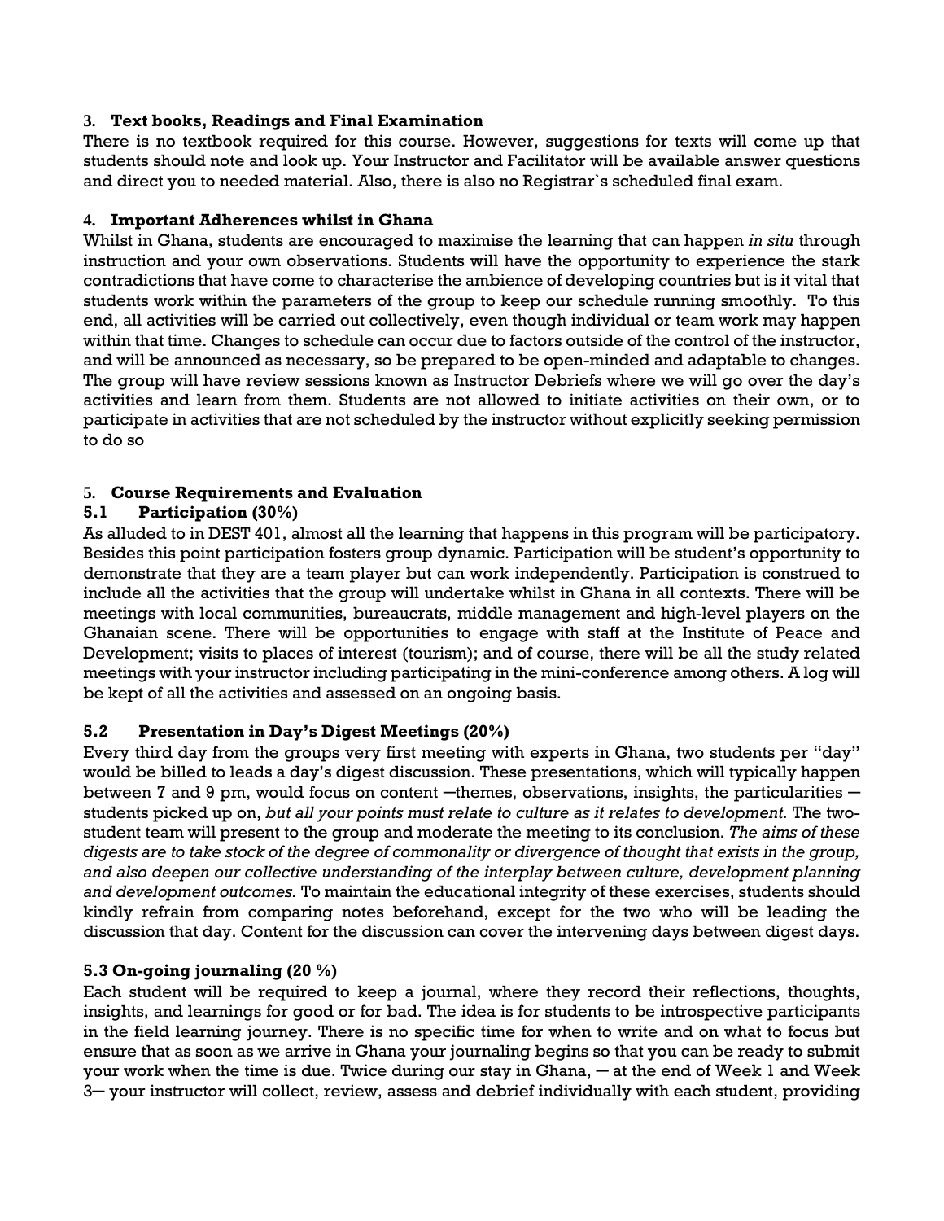### 3. Text books, Readings and Final Examination

There is no textbook required for this course. However, suggestions for texts will come up that students should note and look up. Your Instructor and Facilitator will be available answer questions and direct you to needed material. Also, there is also no Registrar`s scheduled final exam.

### 4. Important Adherences whilst in Ghana

Whilst in Ghana, students are encouraged to maximise the learning that can happen *in situ* through instruction and your own observations. Students will have the opportunity to experience the stark contradictions that have come to characterise the ambience of developing countries but is it vital that students work within the parameters of the group to keep our schedule running smoothly. To this end, all activities will be carried out collectively, even though individual or team work may happen within that time. Changes to schedule can occur due to factors outside of the control of the instructor, and will be announced as necessary, so be prepared to be open-minded and adaptable to changes. The group will have review sessions known as Instructor Debriefs where we will go over the day's activities and learn from them. Students are not allowed to initiate activities on their own, or to participate in activities that are not scheduled by the instructor without explicitly seeking permission to do so

### 5. Course Requirements and Evaluation

#### 5.1 Participation (30%)

As alluded to in DEST 401, almost all the learning that happens in this program will be participatory. Besides this point participation fosters group dynamic. Participation will be student's opportunity to demonstrate that they are a team player but can work independently. Participation is construed to include all the activities that the group will undertake whilst in Ghana in all contexts. There will be meetings with local communities, bureaucrats, middle management and high-level players on the Ghanaian scene. There will be opportunities to engage with staff at the Institute of Peace and Development; visits to places of interest (tourism); and of course, there will be all the study related meetings with your instructor including participating in the mini-conference among others. A log will be kept of all the activities and assessed on an ongoing basis.

#### 5.2 Presentation in Day's Digest Meetings (20%)

Every third day from the groups very first meeting with experts in Ghana, two students per "day" would be billed to leads a day's digest discussion. These presentations, which will typically happen between 7 and 9 pm, would focus on content —themes, observations, insights, the particularities — students picked up on, *but all your points must relate to culture as it relates to development.* The two-student team will present to the group and moderate the meeting to its conclusion. *The aims of these digests are to take stock of the degree of commonality or divergence of thought that exists in the group, and also deepen our collective understanding of the interplay between culture, development planning and development outcomes.* To maintain the educational integrity of these exercises, students should kindly refrain from comparing notes beforehand, except for the two who will be leading the discussion that day. Content for the discussion can cover the intervening days between digest days.

#### 5.3 On-going journaling (20 %)

Each student will be required to keep a journal, where they record their reflections, thoughts, insights, and learnings for good or for bad. The idea is for students to be introspective participants in the field learning journey. There is no specific time for when to write and on what to focus but ensure that as soon as we arrive in Ghana your journaling begins so that you can be ready to submit your work when the time is due. Twice during our stay in Ghana, — at the end of Week 1 and Week 3— your instructor will collect, review, assess and debrief individually with each student, providing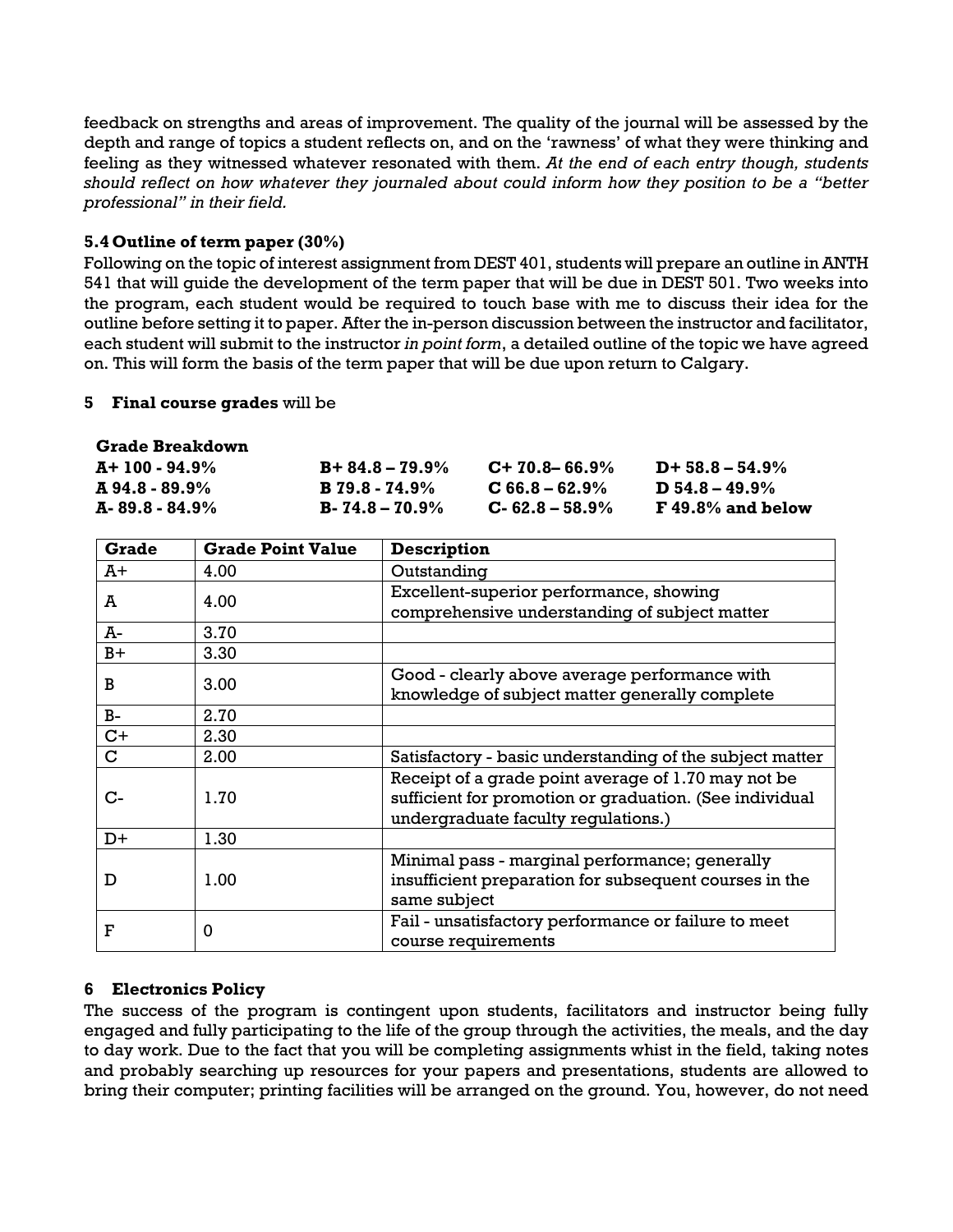feedback on strengths and areas of improvement. The quality of the journal will be assessed by the depth and range of topics a student reflects on, and on the 'rawness' of what they were thinking and feeling as they witnessed whatever resonated with them. *At the end of each entry though, students should reflect on how whatever they journaled about could inform how they position to be a "better professional" in their field.*

### 5.4 Outline of term paper (30%)

Following on the topic of interest assignment from DEST 401, students will prepare an outline in ANTH 541 that will guide the development of the term paper that will be due in DEST 501. Two weeks into the program, each student would be required to touch base with me to discuss their idea for the outline before setting it to paper. After the in-person discussion between the instructor and facilitator, each student will submit to the instructor *in point form*, a detailed outline of the topic we have agreed on. This will form the basis of the term paper that will be due upon return to Calgary.

## 5 **Final course grades** will be

**Grade Breakdown**

| | | | |
|---|---|---|---|
| **A+ 100 - 94.9%** | **B+ 84.8 – 79.9%** | **C+ 70.8– 66.9%** | **D+ 58.8 – 54.9%** |
| **A 94.8 - 89.9%** | **B 79.8 - 74.9%** | **C 66.8 – 62.9%** | **D 54.8 – 49.9%** |
| **A- 89.8 - 84.9%** | **B- 74.8 – 70.9%** | **C- 62.8 – 58.9%** | **F 49.8% and below** |

| Grade | Grade Point Value | Description |
|---|---|---|
| A+ | 4.00 | Outstanding |
| A | 4.00 | Excellent-superior performance, showing comprehensive understanding of subject matter |
| A- | 3.70 | |
| B+ | 3.30 | |
| B | 3.00 | Good - clearly above average performance with knowledge of subject matter generally complete |
| B- | 2.70 | |
| C+ | 2.30 | |
| C | 2.00 | Satisfactory - basic understanding of the subject matter |
| C- | 1.70 | Receipt of a grade point average of 1.70 may not be sufficient for promotion or graduation. (See individual undergraduate faculty regulations.) |
| D+ | 1.30 | |
| D | 1.00 | Minimal pass - marginal performance; generally insufficient preparation for subsequent courses in the same subject |
| F | 0 | Fail - unsatisfactory performance or failure to meet course requirements |

## 6 Electronics Policy

The success of the program is contingent upon students, facilitators and instructor being fully engaged and fully participating to the life of the group through the activities, the meals, and the day to day work. Due to the fact that you will be completing assignments whist in the field, taking notes and probably searching up resources for your papers and presentations, students are allowed to bring their computer; printing facilities will be arranged on the ground. You, however, do not need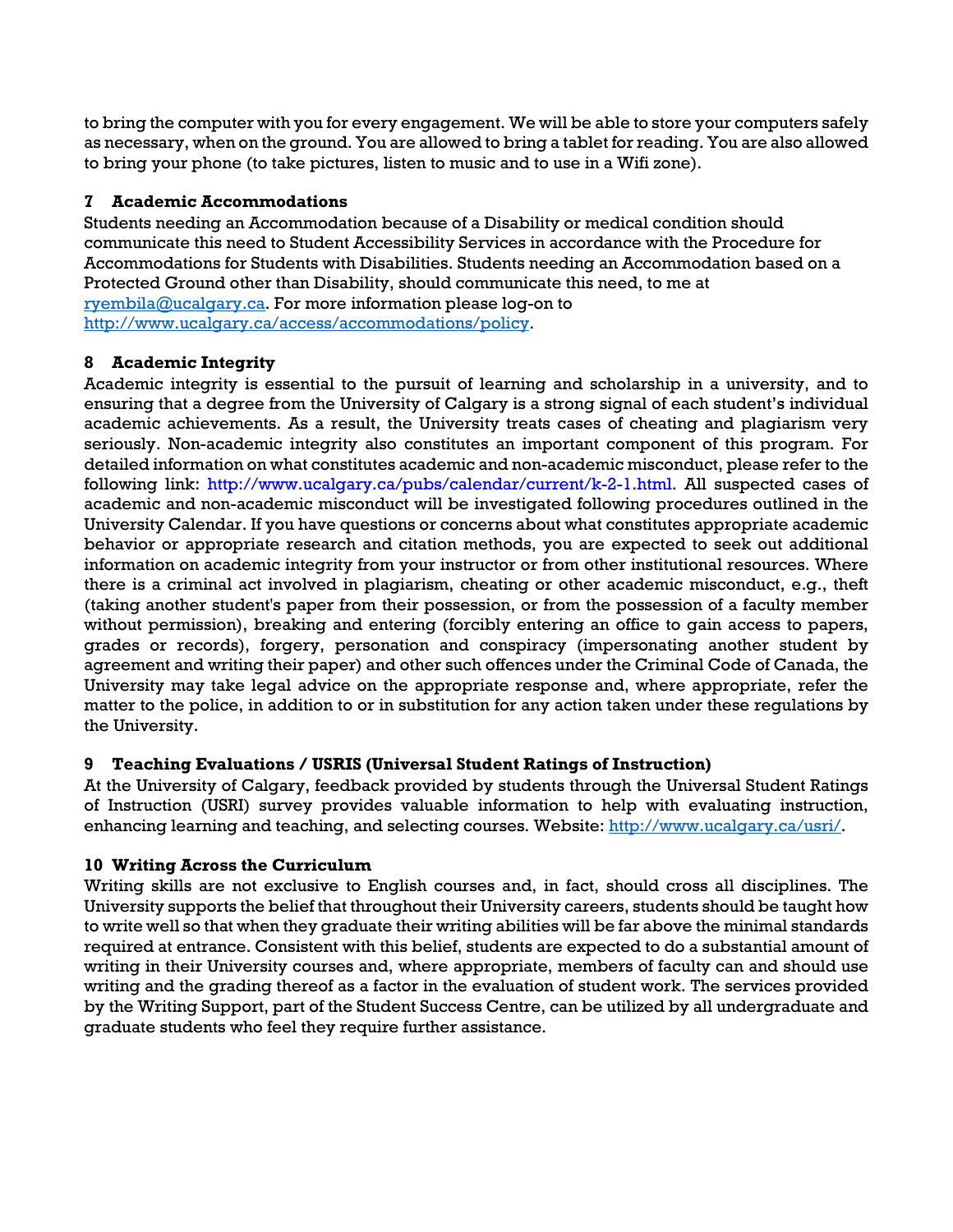to bring the computer with you for every engagement. We will be able to store your computers safely as necessary, when on the ground. You are allowed to bring a tablet for reading. You are also allowed to bring your phone (to take pictures, listen to music and to use in a Wifi zone).

## 7 Academic Accommodations

Students needing an Accommodation because of a Disability or medical condition should communicate this need to Student Accessibility Services in accordance with the Procedure for Accommodations for Students with Disabilities. Students needing an Accommodation based on a Protected Ground other than Disability, should communicate this need, to me at ryembila@ucalgary.ca. For more information please log-on to http://www.ucalgary.ca/access/accommodations/policy.

## 8 Academic Integrity

Academic integrity is essential to the pursuit of learning and scholarship in a university, and to ensuring that a degree from the University of Calgary is a strong signal of each student's individual academic achievements. As a result, the University treats cases of cheating and plagiarism very seriously. Non-academic integrity also constitutes an important component of this program. For detailed information on what constitutes academic and non-academic misconduct, please refer to the following link: http://www.ucalgary.ca/pubs/calendar/current/k-2-1.html. All suspected cases of academic and non-academic misconduct will be investigated following procedures outlined in the University Calendar. If you have questions or concerns about what constitutes appropriate academic behavior or appropriate research and citation methods, you are expected to seek out additional information on academic integrity from your instructor or from other institutional resources. Where there is a criminal act involved in plagiarism, cheating or other academic misconduct, e.g., theft (taking another student's paper from their possession, or from the possession of a faculty member without permission), breaking and entering (forcibly entering an office to gain access to papers, grades or records), forgery, personation and conspiracy (impersonating another student by agreement and writing their paper) and other such offences under the Criminal Code of Canada, the University may take legal advice on the appropriate response and, where appropriate, refer the matter to the police, in addition to or in substitution for any action taken under these regulations by the University.

## 9 Teaching Evaluations / USRIS (Universal Student Ratings of Instruction)

At the University of Calgary, feedback provided by students through the Universal Student Ratings of Instruction (USRI) survey provides valuable information to help with evaluating instruction, enhancing learning and teaching, and selecting courses. Website: http://www.ucalgary.ca/usri/.

## 10 Writing Across the Curriculum

Writing skills are not exclusive to English courses and, in fact, should cross all disciplines. The University supports the belief that throughout their University careers, students should be taught how to write well so that when they graduate their writing abilities will be far above the minimal standards required at entrance. Consistent with this belief, students are expected to do a substantial amount of writing in their University courses and, where appropriate, members of faculty can and should use writing and the grading thereof as a factor in the evaluation of student work. The services provided by the Writing Support, part of the Student Success Centre, can be utilized by all undergraduate and graduate students who feel they require further assistance.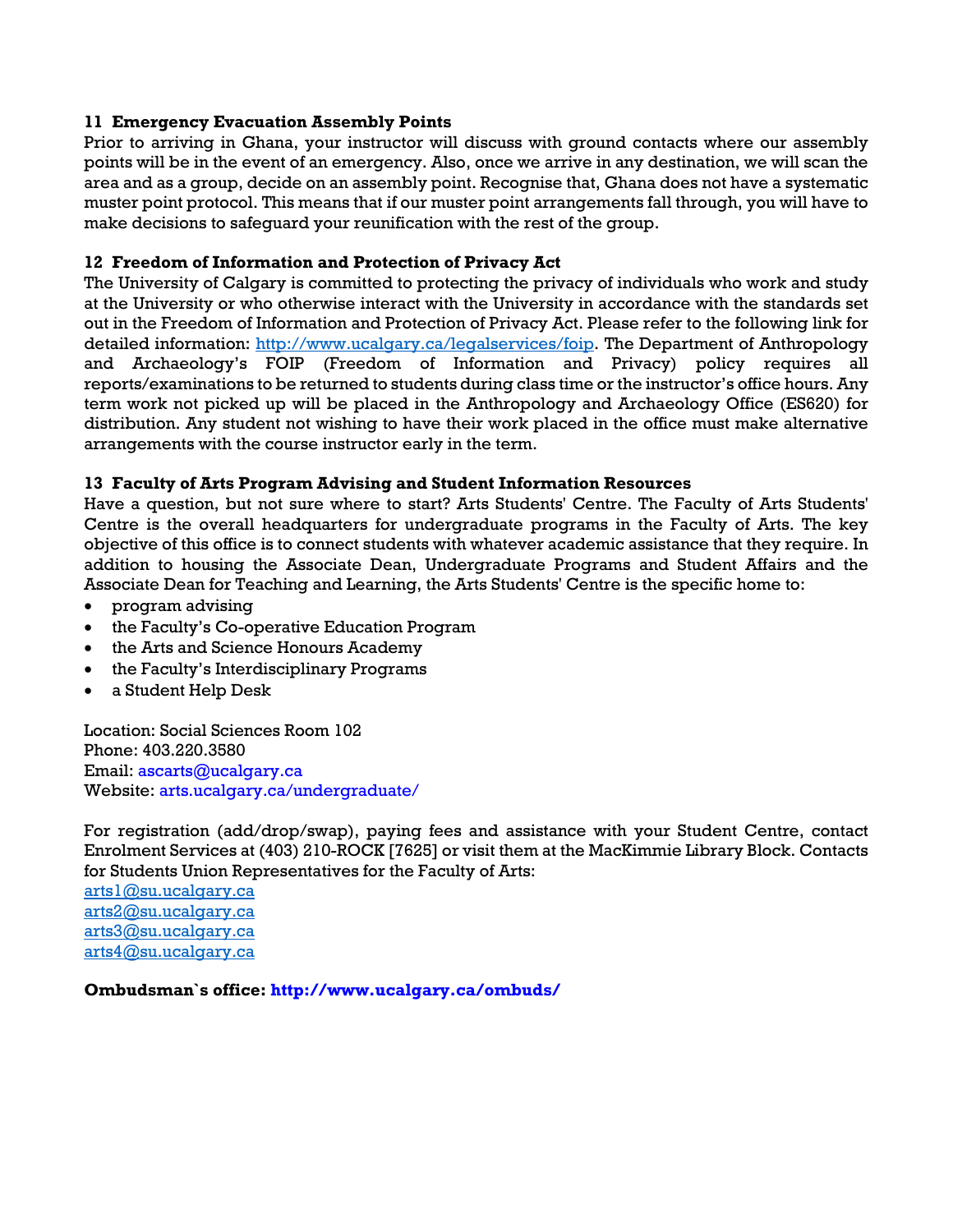**11 Emergency Evacuation Assembly Points**

Prior to arriving in Ghana, your instructor will discuss with ground contacts where our assembly points will be in the event of an emergency. Also, once we arrive in any destination, we will scan the area and as a group, decide on an assembly point. Recognise that, Ghana does not have a systematic muster point protocol. This means that if our muster point arrangements fall through, you will have to make decisions to safeguard your reunification with the rest of the group.

**12 Freedom of Information and Protection of Privacy Act**

The University of Calgary is committed to protecting the privacy of individuals who work and study at the University or who otherwise interact with the University in accordance with the standards set out in the Freedom of Information and Protection of Privacy Act. Please refer to the following link for detailed information: http://www.ucalgary.ca/legalservices/foip. The Department of Anthropology and Archaeology's FOIP (Freedom of Information and Privacy) policy requires all reports/examinations to be returned to students during class time or the instructor's office hours. Any term work not picked up will be placed in the Anthropology and Archaeology Office (ES620) for distribution. Any student not wishing to have their work placed in the office must make alternative arrangements with the course instructor early in the term.

**13 Faculty of Arts Program Advising and Student Information Resources**

Have a question, but not sure where to start? Arts Students' Centre. The Faculty of Arts Students' Centre is the overall headquarters for undergraduate programs in the Faculty of Arts. The key objective of this office is to connect students with whatever academic assistance that they require. In addition to housing the Associate Dean, Undergraduate Programs and Student Affairs and the Associate Dean for Teaching and Learning, the Arts Students' Centre is the specific home to:

- program advising
- the Faculty's Co-operative Education Program
- the Arts and Science Honours Academy
- the Faculty's Interdisciplinary Programs
- a Student Help Desk

Location: Social Sciences Room 102
Phone: 403.220.3580
Email: ascarts@ucalgary.ca
Website: arts.ucalgary.ca/undergraduate/

For registration (add/drop/swap), paying fees and assistance with your Student Centre, contact Enrolment Services at (403) 210-ROCK [7625] or visit them at the MacKimmie Library Block. Contacts for Students Union Representatives for the Faculty of Arts:
arts1@su.ucalgary.ca
arts2@su.ucalgary.ca
arts3@su.ucalgary.ca
arts4@su.ucalgary.ca

**Ombudsman`s office: http://www.ucalgary.ca/ombuds/**